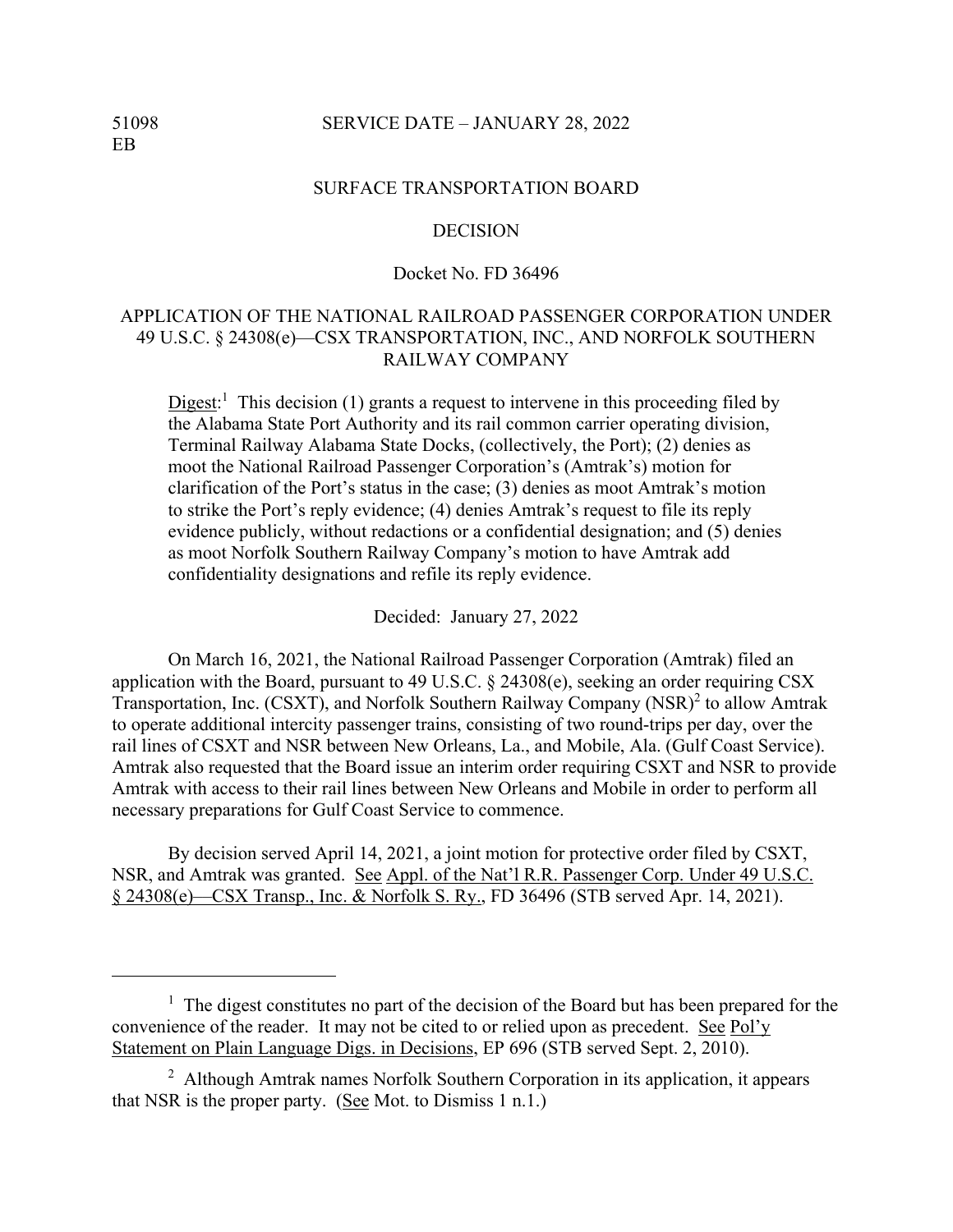51098
EB

SERVICE DATE – JANUARY 28, 2022

SURFACE TRANSPORTATION BOARD

DECISION

Docket No. FD 36496

APPLICATION OF THE NATIONAL RAILROAD PASSENGER CORPORATION UNDER 49 U.S.C. § 24308(e)—CSX TRANSPORTATION, INC., AND NORFOLK SOUTHERN RAILWAY COMPANY

Digest:[1] This decision (1) grants a request to intervene in this proceeding filed by the Alabama State Port Authority and its rail common carrier operating division, Terminal Railway Alabama State Docks, (collectively, the Port); (2) denies as moot the National Railroad Passenger Corporation's (Amtrak's) motion for clarification of the Port's status in the case; (3) denies as moot Amtrak's motion to strike the Port's reply evidence; (4) denies Amtrak's request to file its reply evidence publicly, without redactions or a confidential designation; and (5) denies as moot Norfolk Southern Railway Company's motion to have Amtrak add confidentiality designations and refile its reply evidence.

Decided: January 27, 2022

On March 16, 2021, the National Railroad Passenger Corporation (Amtrak) filed an application with the Board, pursuant to 49 U.S.C. § 24308(e), seeking an order requiring CSX Transportation, Inc. (CSXT), and Norfolk Southern Railway Company (NSR)[2] to allow Amtrak to operate additional intercity passenger trains, consisting of two round-trips per day, over the rail lines of CSXT and NSR between New Orleans, La., and Mobile, Ala. (Gulf Coast Service). Amtrak also requested that the Board issue an interim order requiring CSXT and NSR to provide Amtrak with access to their rail lines between New Orleans and Mobile in order to perform all necessary preparations for Gulf Coast Service to commence.

By decision served April 14, 2021, a joint motion for protective order filed by CSXT, NSR, and Amtrak was granted. See Appl. of the Nat'l R.R. Passenger Corp. Under 49 U.S.C. § 24308(e)—CSX Transp., Inc. & Norfolk S. Ry., FD 36496 (STB served Apr. 14, 2021).

---

[1] The digest constitutes no part of the decision of the Board but has been prepared for the convenience of the reader. It may not be cited to or relied upon as precedent. See Pol'y Statement on Plain Language Digs. in Decisions, EP 696 (STB served Sept. 2, 2010).

[2] Although Amtrak names Norfolk Southern Corporation in its application, it appears that NSR is the proper party. (See Mot. to Dismiss 1 n.1.)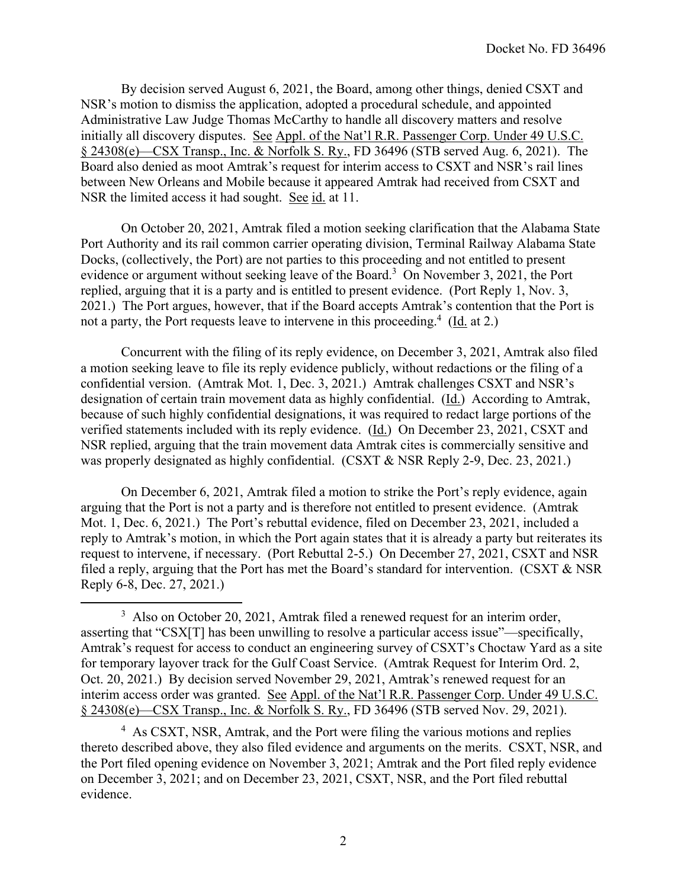By decision served August 6, 2021, the Board, among other things, denied CSXT and NSR's motion to dismiss the application, adopted a procedural schedule, and appointed Administrative Law Judge Thomas McCarthy to handle all discovery matters and resolve initially all discovery disputes. See Appl. of the Nat'l R.R. Passenger Corp. Under 49 U.S.C. § 24308(e)—CSX Transp., Inc. & Norfolk S. Ry., FD 36496 (STB served Aug. 6, 2021). The Board also denied as moot Amtrak's request for interim access to CSXT and NSR's rail lines between New Orleans and Mobile because it appeared Amtrak had received from CSXT and NSR the limited access it had sought. See id. at 11.

On October 20, 2021, Amtrak filed a motion seeking clarification that the Alabama State Port Authority and its rail common carrier operating division, Terminal Railway Alabama State Docks, (collectively, the Port) are not parties to this proceeding and not entitled to present evidence or argument without seeking leave of the Board.[3] On November 3, 2021, the Port replied, arguing that it is a party and is entitled to present evidence. (Port Reply 1, Nov. 3, 2021.) The Port argues, however, that if the Board accepts Amtrak's contention that the Port is not a party, the Port requests leave to intervene in this proceeding.[4] (Id. at 2.)

Concurrent with the filing of its reply evidence, on December 3, 2021, Amtrak also filed a motion seeking leave to file its reply evidence publicly, without redactions or the filing of a confidential version. (Amtrak Mot. 1, Dec. 3, 2021.) Amtrak challenges CSXT and NSR's designation of certain train movement data as highly confidential. (Id.) According to Amtrak, because of such highly confidential designations, it was required to redact large portions of the verified statements included with its reply evidence. (Id.) On December 23, 2021, CSXT and NSR replied, arguing that the train movement data Amtrak cites is commercially sensitive and was properly designated as highly confidential. (CSXT & NSR Reply 2-9, Dec. 23, 2021.)

On December 6, 2021, Amtrak filed a motion to strike the Port's reply evidence, again arguing that the Port is not a party and is therefore not entitled to present evidence. (Amtrak Mot. 1, Dec. 6, 2021.) The Port's rebuttal evidence, filed on December 23, 2021, included a reply to Amtrak's motion, in which the Port again states that it is already a party but reiterates its request to intervene, if necessary. (Port Rebuttal 2-5.) On December 27, 2021, CSXT and NSR filed a reply, arguing that the Port has met the Board's standard for intervention. (CSXT & NSR Reply 6-8, Dec. 27, 2021.)

---

[3] Also on October 20, 2021, Amtrak filed a renewed request for an interim order, asserting that "CSX[T] has been unwilling to resolve a particular access issue"—specifically, Amtrak's request for access to conduct an engineering survey of CSXT's Choctaw Yard as a site for temporary layover track for the Gulf Coast Service. (Amtrak Request for Interim Ord. 2, Oct. 20, 2021.) By decision served November 29, 2021, Amtrak's renewed request for an interim access order was granted. See Appl. of the Nat'l R.R. Passenger Corp. Under 49 U.S.C. § 24308(e)—CSX Transp., Inc. & Norfolk S. Ry., FD 36496 (STB served Nov. 29, 2021).

[4] As CSXT, NSR, Amtrak, and the Port were filing the various motions and replies thereto described above, they also filed evidence and arguments on the merits. CSXT, NSR, and the Port filed opening evidence on November 3, 2021; Amtrak and the Port filed reply evidence on December 3, 2021; and on December 23, 2021, CSXT, NSR, and the Port filed rebuttal evidence.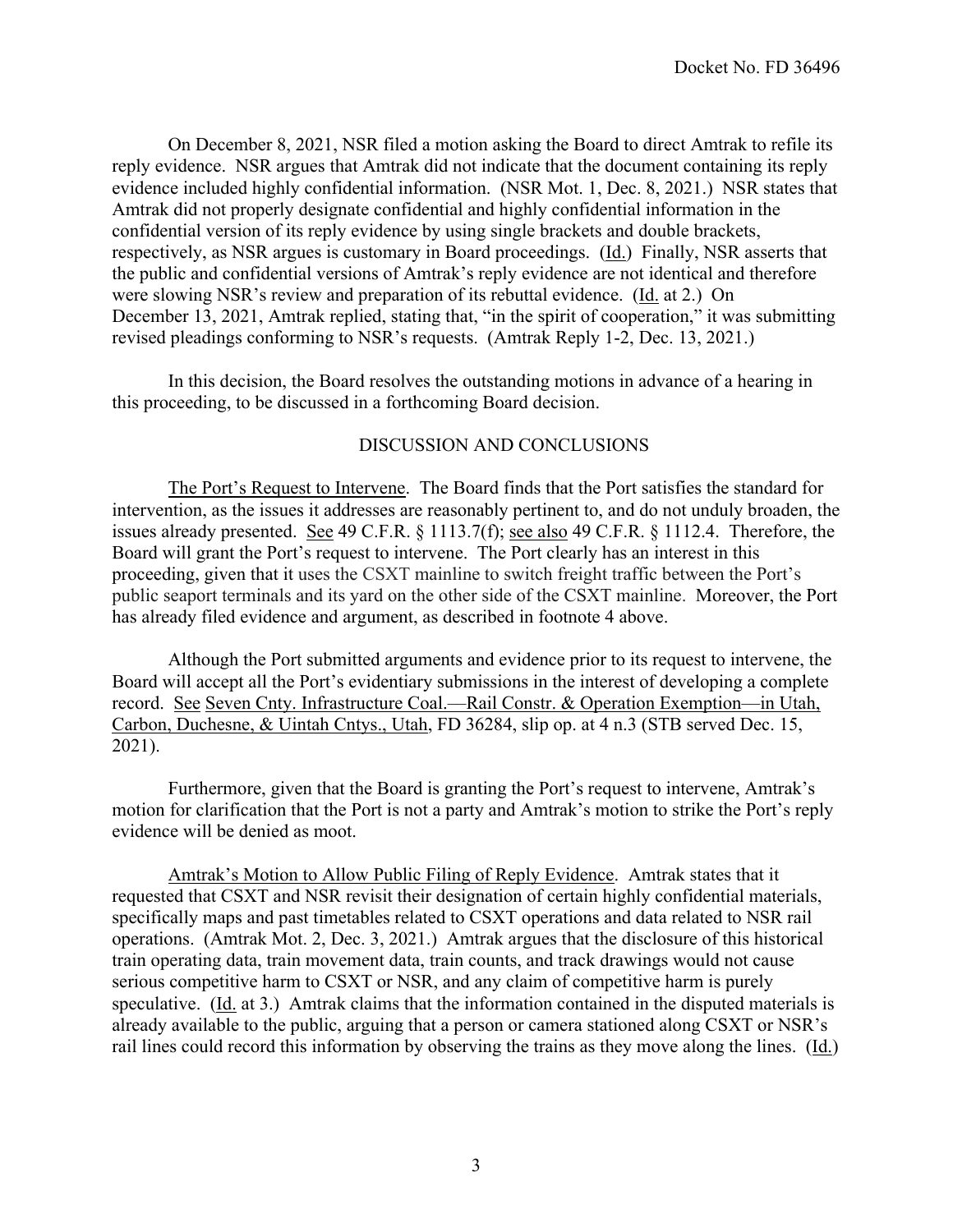On December 8, 2021, NSR filed a motion asking the Board to direct Amtrak to refile its reply evidence. NSR argues that Amtrak did not indicate that the document containing its reply evidence included highly confidential information. (NSR Mot. 1, Dec. 8, 2021.) NSR states that Amtrak did not properly designate confidential and highly confidential information in the confidential version of its reply evidence by using single brackets and double brackets, respectively, as NSR argues is customary in Board proceedings. (Id.) Finally, NSR asserts that the public and confidential versions of Amtrak's reply evidence are not identical and therefore were slowing NSR's review and preparation of its rebuttal evidence. (Id. at 2.) On December 13, 2021, Amtrak replied, stating that, "in the spirit of cooperation," it was submitting revised pleadings conforming to NSR's requests. (Amtrak Reply 1-2, Dec. 13, 2021.)

In this decision, the Board resolves the outstanding motions in advance of a hearing in this proceeding, to be discussed in a forthcoming Board decision.

## DISCUSSION AND CONCLUSIONS

The Port's Request to Intervene. The Board finds that the Port satisfies the standard for intervention, as the issues it addresses are reasonably pertinent to, and do not unduly broaden, the issues already presented. See 49 C.F.R. § 1113.7(f); see also 49 C.F.R. § 1112.4. Therefore, the Board will grant the Port's request to intervene. The Port clearly has an interest in this proceeding, given that it uses the CSXT mainline to switch freight traffic between the Port's public seaport terminals and its yard on the other side of the CSXT mainline. Moreover, the Port has already filed evidence and argument, as described in footnote 4 above.

Although the Port submitted arguments and evidence prior to its request to intervene, the Board will accept all the Port's evidentiary submissions in the interest of developing a complete record. See Seven Cnty. Infrastructure Coal.—Rail Constr. & Operation Exemption—in Utah, Carbon, Duchesne, & Uintah Cntys., Utah, FD 36284, slip op. at 4 n.3 (STB served Dec. 15, 2021).

Furthermore, given that the Board is granting the Port's request to intervene, Amtrak's motion for clarification that the Port is not a party and Amtrak's motion to strike the Port's reply evidence will be denied as moot.

Amtrak's Motion to Allow Public Filing of Reply Evidence. Amtrak states that it requested that CSXT and NSR revisit their designation of certain highly confidential materials, specifically maps and past timetables related to CSXT operations and data related to NSR rail operations. (Amtrak Mot. 2, Dec. 3, 2021.) Amtrak argues that the disclosure of this historical train operating data, train movement data, train counts, and track drawings would not cause serious competitive harm to CSXT or NSR, and any claim of competitive harm is purely speculative. (Id. at 3.) Amtrak claims that the information contained in the disputed materials is already available to the public, arguing that a person or camera stationed along CSXT or NSR's rail lines could record this information by observing the trains as they move along the lines. (Id.)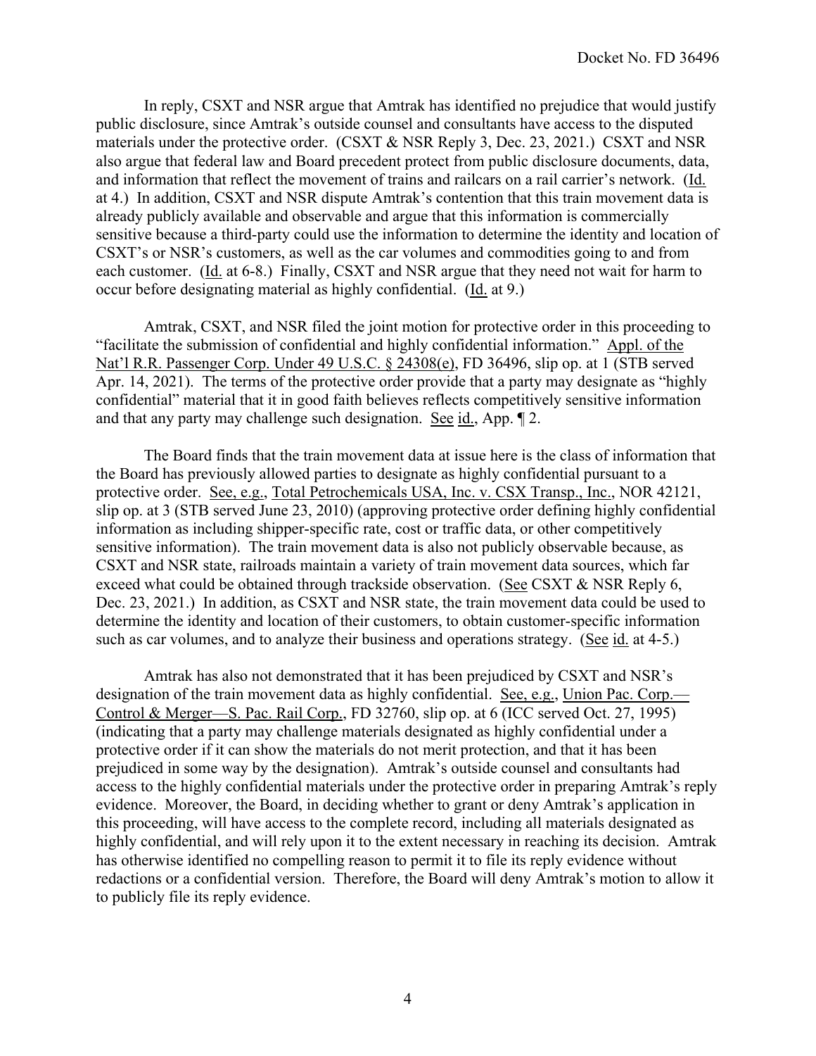In reply, CSXT and NSR argue that Amtrak has identified no prejudice that would justify public disclosure, since Amtrak's outside counsel and consultants have access to the disputed materials under the protective order. (CSXT & NSR Reply 3, Dec. 23, 2021.) CSXT and NSR also argue that federal law and Board precedent protect from public disclosure documents, data, and information that reflect the movement of trains and railcars on a rail carrier's network. (Id. at 4.) In addition, CSXT and NSR dispute Amtrak's contention that this train movement data is already publicly available and observable and argue that this information is commercially sensitive because a third-party could use the information to determine the identity and location of CSXT's or NSR's customers, as well as the car volumes and commodities going to and from each customer. (Id. at 6-8.) Finally, CSXT and NSR argue that they need not wait for harm to occur before designating material as highly confidential. (Id. at 9.)

Amtrak, CSXT, and NSR filed the joint motion for protective order in this proceeding to "facilitate the submission of confidential and highly confidential information." Appl. of the Nat'l R.R. Passenger Corp. Under 49 U.S.C. § 24308(e), FD 36496, slip op. at 1 (STB served Apr. 14, 2021). The terms of the protective order provide that a party may designate as "highly confidential" material that it in good faith believes reflects competitively sensitive information and that any party may challenge such designation. See id., App. ¶ 2.

The Board finds that the train movement data at issue here is the class of information that the Board has previously allowed parties to designate as highly confidential pursuant to a protective order. See, e.g., Total Petrochemicals USA, Inc. v. CSX Transp., Inc., NOR 42121, slip op. at 3 (STB served June 23, 2010) (approving protective order defining highly confidential information as including shipper-specific rate, cost or traffic data, or other competitively sensitive information). The train movement data is also not publicly observable because, as CSXT and NSR state, railroads maintain a variety of train movement data sources, which far exceed what could be obtained through trackside observation. (See CSXT & NSR Reply 6, Dec. 23, 2021.) In addition, as CSXT and NSR state, the train movement data could be used to determine the identity and location of their customers, to obtain customer-specific information such as car volumes, and to analyze their business and operations strategy. (See id. at 4-5.)

Amtrak has also not demonstrated that it has been prejudiced by CSXT and NSR's designation of the train movement data as highly confidential. See, e.g., Union Pac. Corp.—Control & Merger—S. Pac. Rail Corp., FD 32760, slip op. at 6 (ICC served Oct. 27, 1995) (indicating that a party may challenge materials designated as highly confidential under a protective order if it can show the materials do not merit protection, and that it has been prejudiced in some way by the designation). Amtrak's outside counsel and consultants had access to the highly confidential materials under the protective order in preparing Amtrak's reply evidence. Moreover, the Board, in deciding whether to grant or deny Amtrak's application in this proceeding, will have access to the complete record, including all materials designated as highly confidential, and will rely upon it to the extent necessary in reaching its decision. Amtrak has otherwise identified no compelling reason to permit it to file its reply evidence without redactions or a confidential version. Therefore, the Board will deny Amtrak's motion to allow it to publicly file its reply evidence.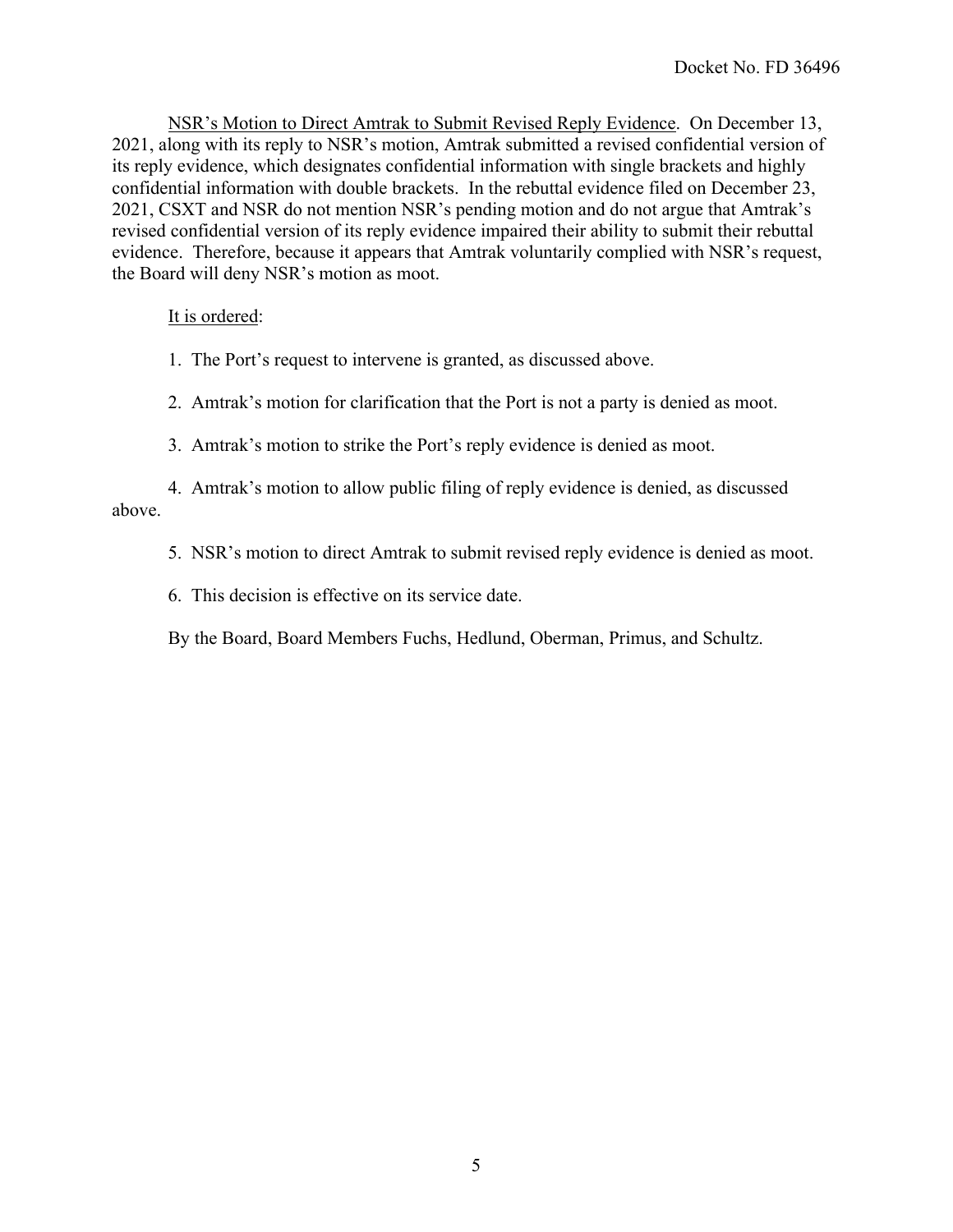NSR's Motion to Direct Amtrak to Submit Revised Reply Evidence. On December 13, 2021, along with its reply to NSR's motion, Amtrak submitted a revised confidential version of its reply evidence, which designates confidential information with single brackets and highly confidential information with double brackets. In the rebuttal evidence filed on December 23, 2021, CSXT and NSR do not mention NSR's pending motion and do not argue that Amtrak's revised confidential version of its reply evidence impaired their ability to submit their rebuttal evidence. Therefore, because it appears that Amtrak voluntarily complied with NSR's request, the Board will deny NSR's motion as moot.

It is ordered:

1. The Port's request to intervene is granted, as discussed above.

2. Amtrak's motion for clarification that the Port is not a party is denied as moot.

3. Amtrak's motion to strike the Port's reply evidence is denied as moot.

4. Amtrak's motion to allow public filing of reply evidence is denied, as discussed above.

5. NSR's motion to direct Amtrak to submit revised reply evidence is denied as moot.

6. This decision is effective on its service date.

By the Board, Board Members Fuchs, Hedlund, Oberman, Primus, and Schultz.